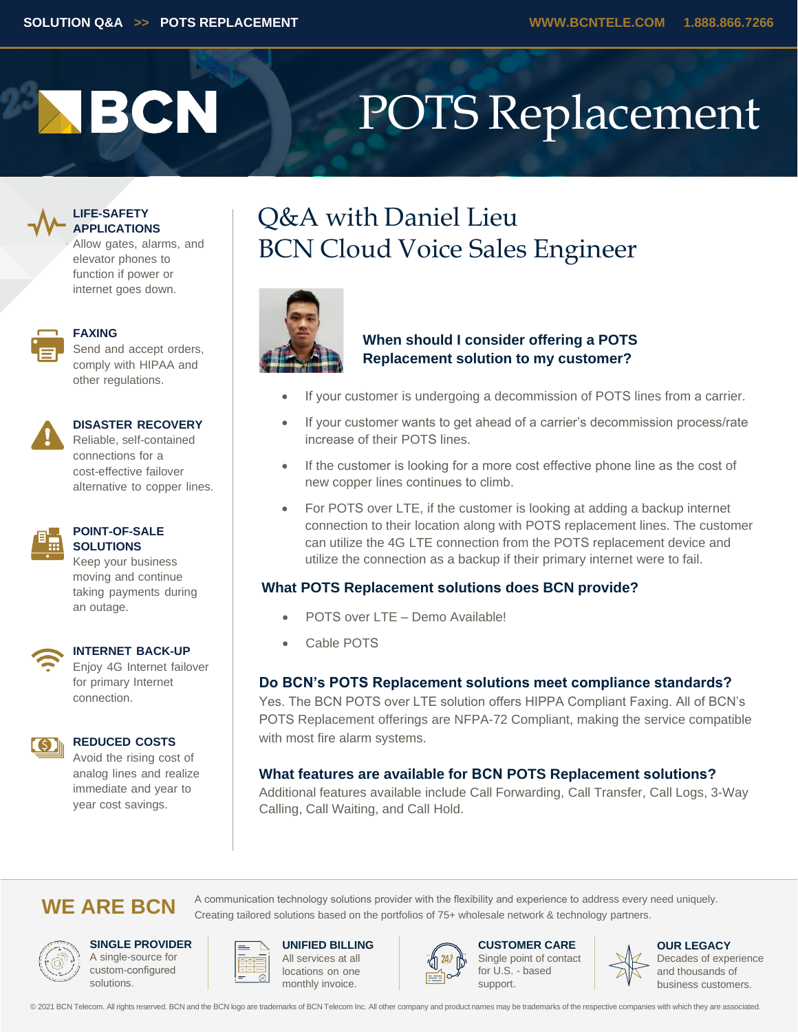# POTS Replacement

## Q&A with Daniel Lieu
## BCN Cloud Voice Sales Engineer

### When should I consider offering a POTS Replacement solution to my customer?

- If your customer is undergoing a decommission of POTS lines from a carrier.
- If your customer wants to get ahead of a carrier's decommission process/rate increase of their POTS lines.
- If the customer is looking for a more cost effective phone line as the cost of new copper lines continues to climb.
- For POTS over LTE, if the customer is looking at adding a backup internet connection to their location along with POTS replacement lines. The customer can utilize the 4G LTE connection from the POTS replacement device and utilize the connection as a backup if their primary internet were to fail.

### What POTS Replacement solutions does BCN provide?

- POTS over LTE – Demo Available!
- Cable POTS

### Do BCN's POTS Replacement solutions meet compliance standards?

Yes. The BCN POTS over LTE solution offers HIPPA Compliant Faxing. All of BCN's POTS Replacement offerings are NFPA-72 Compliant, making the service compatible with most fire alarm systems.

### What features are available for BCN POTS Replacement solutions?

Additional features available include Call Forwarding, Call Transfer, Call Logs, 3-Way Calling, Call Waiting, and Call Hold.

**LIFE-SAFETY APPLICATIONS**
Allow gates, alarms, and elevator phones to function if power or internet goes down.

**FAXING**
Send and accept orders, comply with HIPAA and other regulations.

**DISASTER RECOVERY**
Reliable, self-contained connections for a cost-effective failover alternative to copper lines.

**POINT-OF-SALE SOLUTIONS**
Keep your business moving and continue taking payments during an outage.

**INTERNET BACK-UP**
Enjoy 4G Internet failover for primary Internet connection.

**REDUCED COSTS**
Avoid the rising cost of analog lines and realize immediate and year to year cost savings.

## WE ARE BCN

A communication technology solutions provider with the flexibility and experience to address every need uniquely. Creating tailored solutions based on the portfolios of 75+ wholesale network & technology partners.

**SINGLE PROVIDER**
A single-source for custom-configured solutions.

**UNIFIED BILLING**
All services at all locations on one monthly invoice.

**CUSTOMER CARE**
Single point of contact for U.S. - based support.

**OUR LEGACY**
Decades of experience and thousands of business customers.

© 2021 BCN Telecom. All rights reserved. BCN and the BCN logo are trademarks of BCN Telecom Inc. All other company and product names may be trademarks of the respective companies with which they are associated.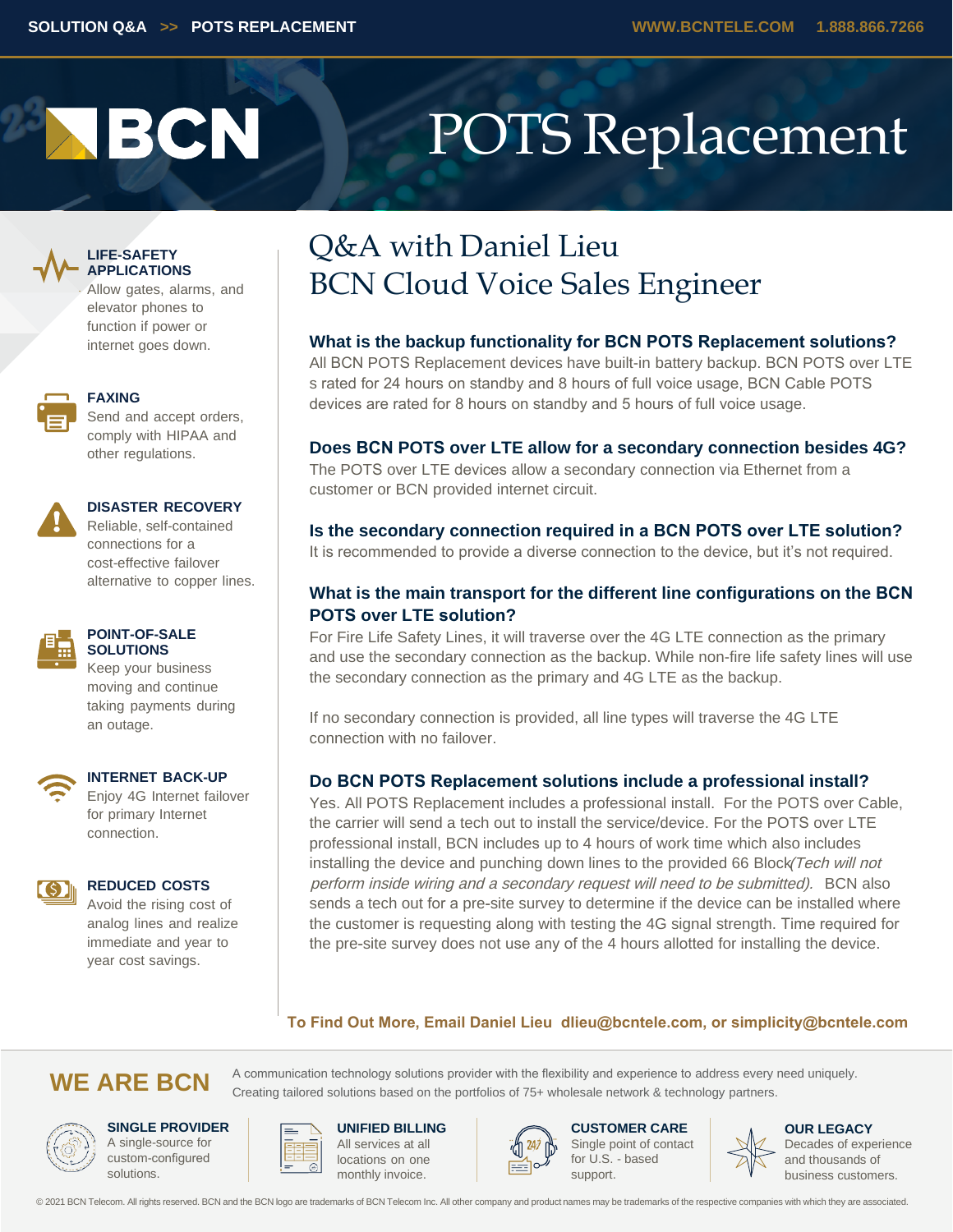# POTS Replacement

**LIFE-SAFETY APPLICATIONS**
Allow gates, alarms, and elevator phones to function if power or internet goes down.

**FAXING**
Send and accept orders, comply with HIPAA and other regulations.

**DISASTER RECOVERY**
Reliable, self-contained connections for a cost-effective failover alternative to copper lines.

**POINT-OF-SALE SOLUTIONS**
Keep your business moving and continue taking payments during an outage.

**INTERNET BACK-UP**
Enjoy 4G Internet failover for primary Internet connection.

**REDUCED COSTS**
Avoid the rising cost of analog lines and realize immediate and year to year cost savings.

## Q&A with Daniel Lieu
## BCN Cloud Voice Sales Engineer

### What is the backup functionality for BCN POTS Replacement solutions?

All BCN POTS Replacement devices have built-in battery backup. BCN POTS over LTE s rated for 24 hours on standby and 8 hours of full voice usage, BCN Cable POTS devices are rated for 8 hours on standby and 5 hours of full voice usage.

### Does BCN POTS over LTE allow for a secondary connection besides 4G?

The POTS over LTE devices allow a secondary connection via Ethernet from a customer or BCN provided internet circuit.

### Is the secondary connection required in a BCN POTS over LTE solution?

It is recommended to provide a diverse connection to the device, but it's not required.

### What is the main transport for the different line configurations on the BCN POTS over LTE solution?

For Fire Life Safety Lines, it will traverse over the 4G LTE connection as the primary and use the secondary connection as the backup. While non-fire life safety lines will use the secondary connection as the primary and 4G LTE as the backup.

If no secondary connection is provided, all line types will traverse the 4G LTE connection with no failover.

### Do BCN POTS Replacement solutions include a professional install?

Yes. All POTS Replacement includes a professional install. For the POTS over Cable, the carrier will send a tech out to install the service/device. For the POTS over LTE professional install, BCN includes up to 4 hours of work time which also includes installing the device and punching down lines to the provided 66 Block *(Tech will not perform inside wiring and a secondary request will need to be submitted).* BCN also sends a tech out for a pre-site survey to determine if the device can be installed where the customer is requesting along with testing the 4G signal strength. Time required for the pre-site survey does not use any of the 4 hours allotted for installing the device.

**To Find Out More, Email Daniel Lieu dlieu@bcntele.com, or simplicity@bcntele.com**

## WE ARE BCN

A communication technology solutions provider with the flexibility and experience to address every need uniquely. Creating tailored solutions based on the portfolios of 75+ wholesale network & technology partners.

**SINGLE PROVIDER**
A single-source for custom-configured solutions.

**UNIFIED BILLING**
All services at all locations on one monthly invoice.

**CUSTOMER CARE**
Single point of contact for U.S. - based support.

**OUR LEGACY**
Decades of experience and thousands of business customers.

© 2021 BCN Telecom. All rights reserved. BCN and the BCN logo are trademarks of BCN Telecom Inc. All other company and product names may be trademarks of the respective companies with which they are associated.